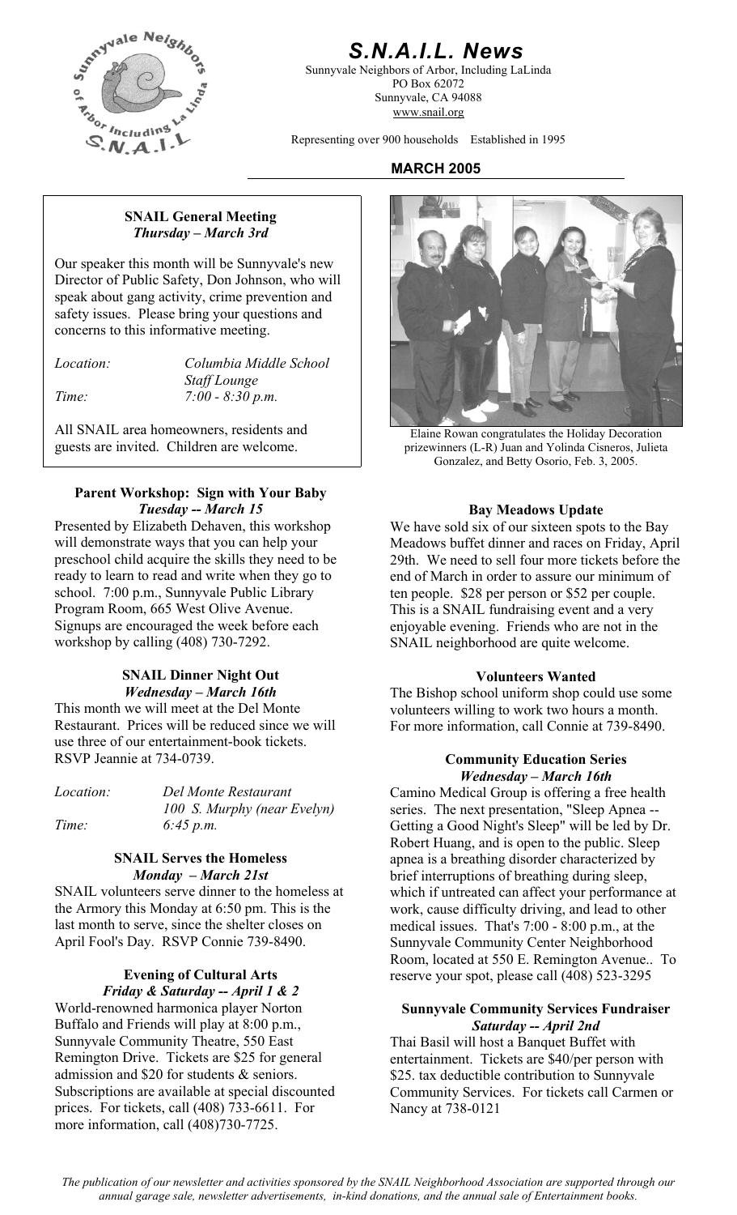# S.N.A.I.L. News

Sunnyvale Neighbors of Arbor, Including LaLinda
PO Box 62072
Sunnyvale, CA 94088
www.snail.org

Representing over 900 households Established in 1995

**MARCH 2005**

### SNAIL General Meeting
***Thursday – March 3rd***

Our speaker this month will be Sunnyvale's new Director of Public Safety, Don Johnson, who will speak about gang activity, crime prevention and safety issues. Please bring your questions and concerns to this informative meeting.

*Location:* *Columbia Middle School Staff Lounge*
*Time:* *7:00 - 8:30 p.m.*

All SNAIL area homeowners, residents and guests are invited. Children are welcome.

Elaine Rowan congratulates the Holiday Decoration prizewinners (L-R) Juan and Yolinda Cisneros, Julieta Gonzalez, and Betty Osorio, Feb. 3, 2005.

### Parent Workshop: Sign with Your Baby
***Tuesday -- March 15***

Presented by Elizabeth Dehaven, this workshop will demonstrate ways that you can help your preschool child acquire the skills they need to be ready to learn to read and write when they go to school. 7:00 p.m., Sunnyvale Public Library Program Room, 665 West Olive Avenue. Signups are encouraged the week before each workshop by calling (408) 730-7292.

### SNAIL Dinner Night Out
***Wednesday – March 16th***

This month we will meet at the Del Monte Restaurant. Prices will be reduced since we will use three of our entertainment-book tickets. RSVP Jeannie at 734-0739.

*Location:* *Del Monte Restaurant*
*100 S. Murphy (near Evelyn)*
*Time:* *6:45 p.m.*

### SNAIL Serves the Homeless
***Monday – March 21st***

SNAIL volunteers serve dinner to the homeless at the Armory this Monday at 6:50 pm. This is the last month to serve, since the shelter closes on April Fool's Day. RSVP Connie 739-8490.

### Evening of Cultural Arts
***Friday & Saturday -- April 1 & 2***

World-renowned harmonica player Norton Buffalo and Friends will play at 8:00 p.m., Sunnyvale Community Theatre, 550 East Remington Drive. Tickets are $25 for general admission and $20 for students & seniors. Subscriptions are available at special discounted prices. For tickets, call (408) 733-6611. For more information, call (408)730-7725.

### Bay Meadows Update

We have sold six of our sixteen spots to the Bay Meadows buffet dinner and races on Friday, April 29th. We need to sell four more tickets before the end of March in order to assure our minimum of ten people. $28 per person or $52 per couple. This is a SNAIL fundraising event and a very enjoyable evening. Friends who are not in the SNAIL neighborhood are quite welcome.

### Volunteers Wanted

The Bishop school uniform shop could use some volunteers willing to work two hours a month. For more information, call Connie at 739-8490.

### Community Education Series
***Wednesday – March 16th***

Camino Medical Group is offering a free health series. The next presentation, "Sleep Apnea -- Getting a Good Night's Sleep" will be led by Dr. Robert Huang, and is open to the public. Sleep apnea is a breathing disorder characterized by brief interruptions of breathing during sleep, which if untreated can affect your performance at work, cause difficulty driving, and lead to other medical issues. That's 7:00 - 8:00 p.m., at the Sunnyvale Community Center Neighborhood Room, located at 550 E. Remington Avenue.. To reserve your spot, please call (408) 523-3295

### Sunnyvale Community Services Fundraiser
***Saturday -- April 2nd***

Thai Basil will host a Banquet Buffet with entertainment. Tickets are $40/per person with $25. tax deductible contribution to Sunnyvale Community Services. For tickets call Carmen or Nancy at 738-0121

*The publication of our newsletter and activities sponsored by the SNAIL Neighborhood Association are supported through our annual garage sale, newsletter advertisements, in-kind donations, and the annual sale of Entertainment books.*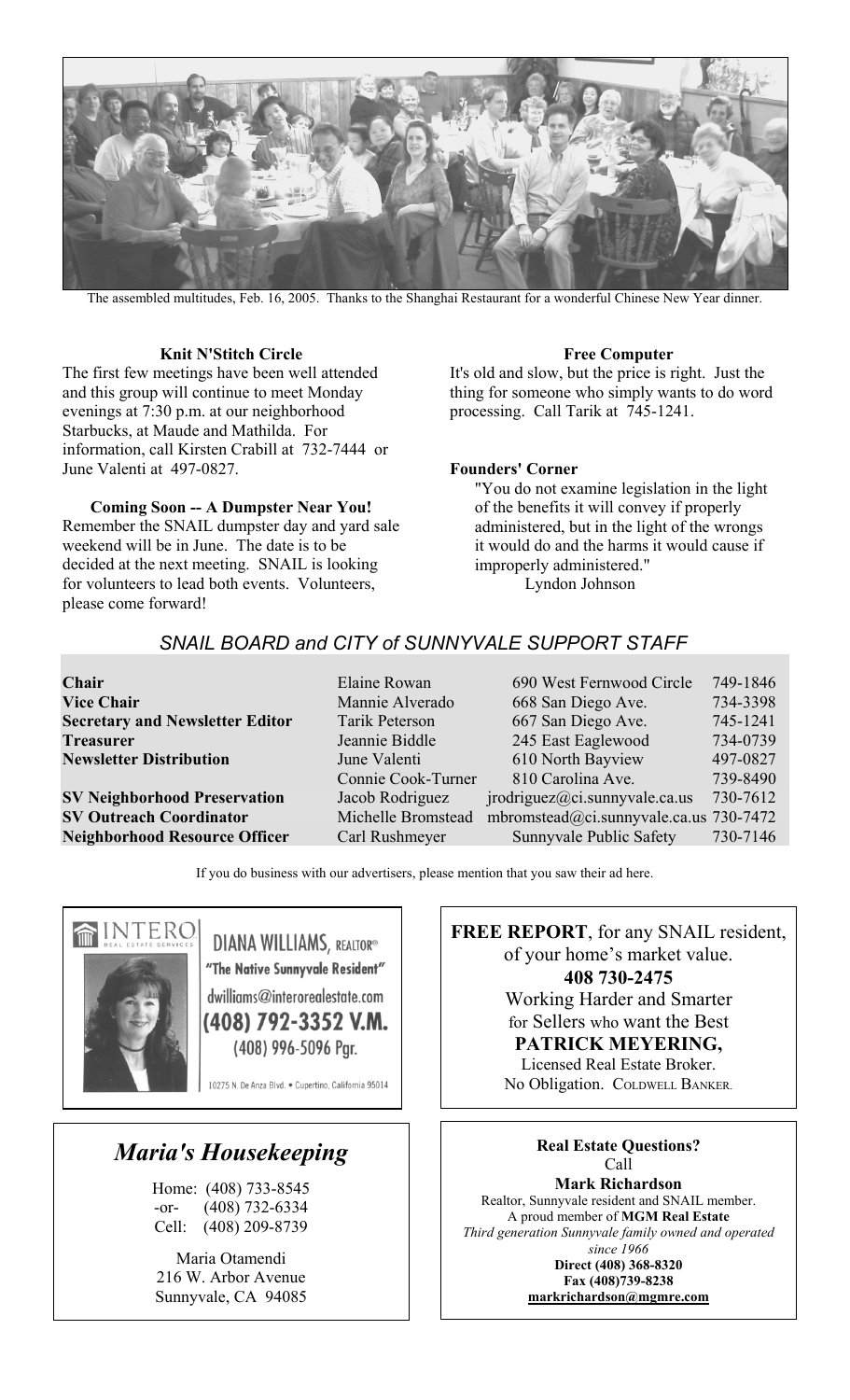The assembled multitudes, Feb. 16, 2005. Thanks to the Shanghai Restaurant for a wonderful Chinese New Year dinner.

### Knit N'Stitch Circle

The first few meetings have been well attended and this group will continue to meet Monday evenings at 7:30 p.m. at our neighborhood Starbucks, at Maude and Mathilda. For information, call Kirsten Crabill at 732-7444 or June Valenti at 497-0827.

### Coming Soon -- A Dumpster Near You!

Remember the SNAIL dumpster day and yard sale weekend will be in June. The date is to be decided at the next meeting. SNAIL is looking for volunteers to lead both events. Volunteers, please come forward!

### Free Computer

It's old and slow, but the price is right. Just the thing for someone who simply wants to do word processing. Call Tarik at 745-1241.

### Founders' Corner

"You do not examine legislation in the light of the benefits it will convey if properly administered, but in the light of the wrongs it would do and the harms it would cause if improperly administered."
Lyndon Johnson

## *SNAIL BOARD and CITY of SUNNYVALE SUPPORT STAFF*

| | | | |
|---|---|---|---|
| **Chair** | Elaine Rowan | 690 West Fernwood Circle | 749-1846 |
| **Vice Chair** | Mannie Alverado | 668 San Diego Ave. | 734-3398 |
| **Secretary and Newsletter Editor** | Tarik Peterson | 667 San Diego Ave. | 745-1241 |
| **Treasurer** | Jeannie Biddle | 245 East Eaglewood | 734-0739 |
| **Newsletter Distribution** | June Valenti | 610 North Bayview | 497-0827 |
| | Connie Cook-Turner | 810 Carolina Ave. | 739-8490 |
| **SV Neighborhood Preservation** | Jacob Rodriguez | jrodriguez@ci.sunnyvale.ca.us | 730-7612 |
| **SV Outreach Coordinator** | Michelle Bromstead | mbromstead@ci.sunnyvale.ca.us | 730-7472 |
| **Neighborhood Resource Officer** | Carl Rushmeyer | Sunnyvale Public Safety | 730-7146 |

If you do business with our advertisers, please mention that you saw their ad here.

INTERO REAL ESTATE SERVICES
DIANA WILLIAMS, REALTOR®
"The Native Sunnyvale Resident"
dwilliams@interorealestate.com
(408) 792-3352 V.M.
(408) 996-5096 Pgr.
10275 N. De Anza Blvd. • Cupertino, California 95014

**FREE REPORT**, for any SNAIL resident, of your home's market value.
**408 730-2475**
Working Harder and Smarter for Sellers who want the Best
**PATRICK MEYERING,**
Licensed Real Estate Broker.
No Obligation. COLDWELL BANKER.

## *Maria's Housekeeping*

Home: (408) 733-8545
-or- (408) 732-6334
Cell: (408) 209-8739

Maria Otamendi
216 W. Arbor Avenue
Sunnyvale, CA 94085

**Real Estate Questions?**
Call
**Mark Richardson**
Realtor, Sunnyvale resident and SNAIL member.
A proud member of **MGM Real Estate**
*Third generation Sunnyvale family owned and operated since 1966*
**Direct (408) 368-8320**
**Fax (408)739-8238**
**markrichardson@mgmre.com**